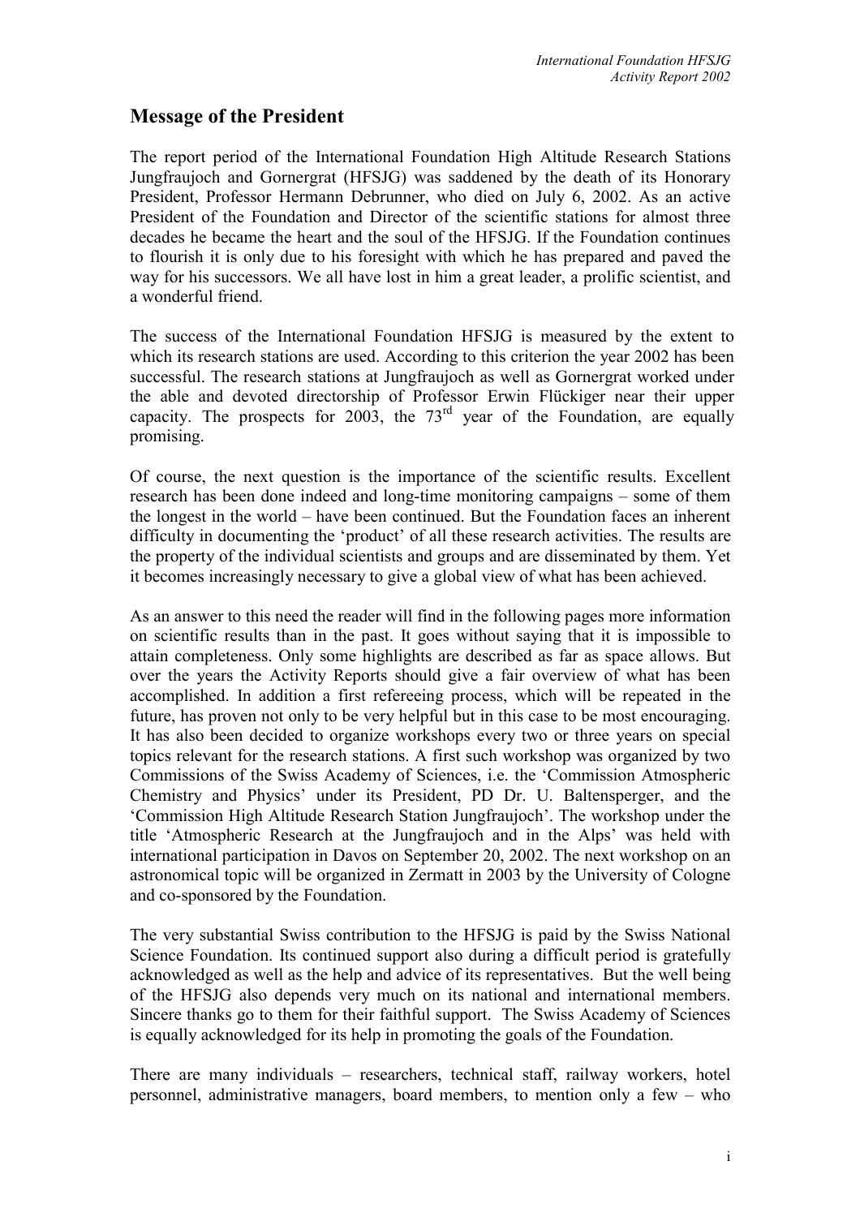## Message of the President

The report period of the International Foundation High Altitude Research Stations Jungfraujoch and Gornergrat (HFSJG) was saddened by the death of its Honorary President, Professor Hermann Debrunner, who died on July 6, 2002. As an active President of the Foundation and Director of the scientific stations for almost three decades he became the heart and the soul of the HFSJG. If the Foundation continues to flourish it is only due to his foresight with which he has prepared and paved the way for his successors. We all have lost in him a great leader, a prolific scientist, and a wonderful friend.

The success of the International Foundation HFSJG is measured by the extent to which its research stations are used. According to this criterion the year 2002 has been successful. The research stations at Jungfraujoch as well as Gornergrat worked under the able and devoted directorship of Professor Erwin Flückiger near their upper capacity. The prospects for 2003, the 73rd year of the Foundation, are equally promising.

Of course, the next question is the importance of the scientific results. Excellent research has been done indeed and long-time monitoring campaigns – some of them the longest in the world – have been continued. But the Foundation faces an inherent difficulty in documenting the 'product' of all these research activities. The results are the property of the individual scientists and groups and are disseminated by them. Yet it becomes increasingly necessary to give a global view of what has been achieved.

As an answer to this need the reader will find in the following pages more information on scientific results than in the past. It goes without saying that it is impossible to attain completeness. Only some highlights are described as far as space allows. But over the years the Activity Reports should give a fair overview of what has been accomplished. In addition a first refereeing process, which will be repeated in the future, has proven not only to be very helpful but in this case to be most encouraging. It has also been decided to organize workshops every two or three years on special topics relevant for the research stations. A first such workshop was organized by two Commissions of the Swiss Academy of Sciences, i.e. the 'Commission Atmospheric Chemistry and Physics' under its President, PD Dr. U. Baltensperger, and the 'Commission High Altitude Research Station Jungfraujoch'. The workshop under the title 'Atmospheric Research at the Jungfraujoch and in the Alps' was held with international participation in Davos on September 20, 2002. The next workshop on an astronomical topic will be organized in Zermatt in 2003 by the University of Cologne and co-sponsored by the Foundation.

The very substantial Swiss contribution to the HFSJG is paid by the Swiss National Science Foundation. Its continued support also during a difficult period is gratefully acknowledged as well as the help and advice of its representatives. But the well being of the HFSJG also depends very much on its national and international members. Sincere thanks go to them for their faithful support. The Swiss Academy of Sciences is equally acknowledged for its help in promoting the goals of the Foundation.

There are many individuals – researchers, technical staff, railway workers, hotel personnel, administrative managers, board members, to mention only a few – who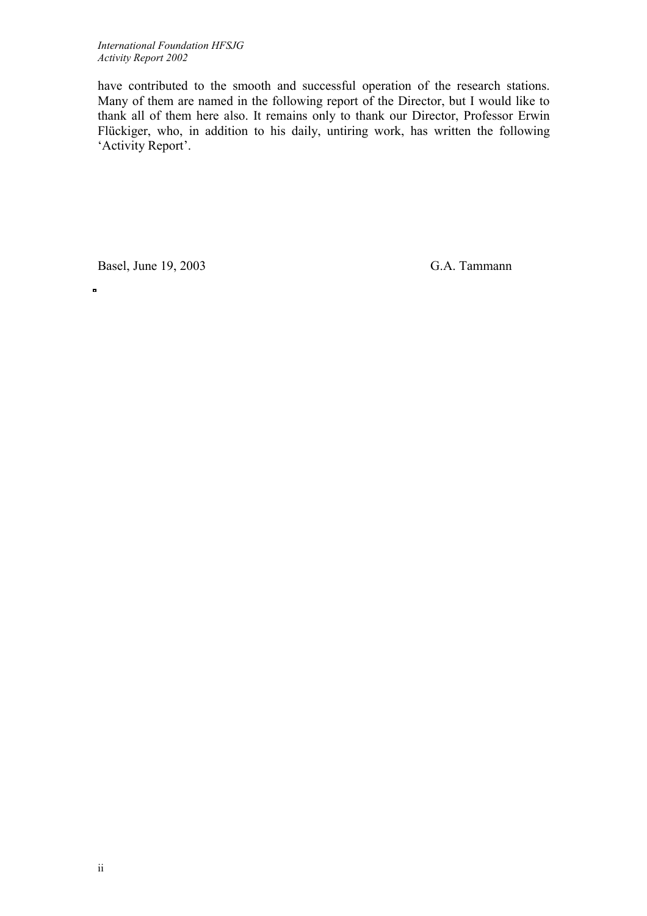have contributed to the smooth and successful operation of the research stations. Many of them are named in the following report of the Director, but I would like to thank all of them here also. It remains only to thank our Director, Professor Erwin Flückiger, who, in addition to his daily, untiring work, has written the following 'Activity Report'.

Basel, June 19, 2003 G.A. Tammann